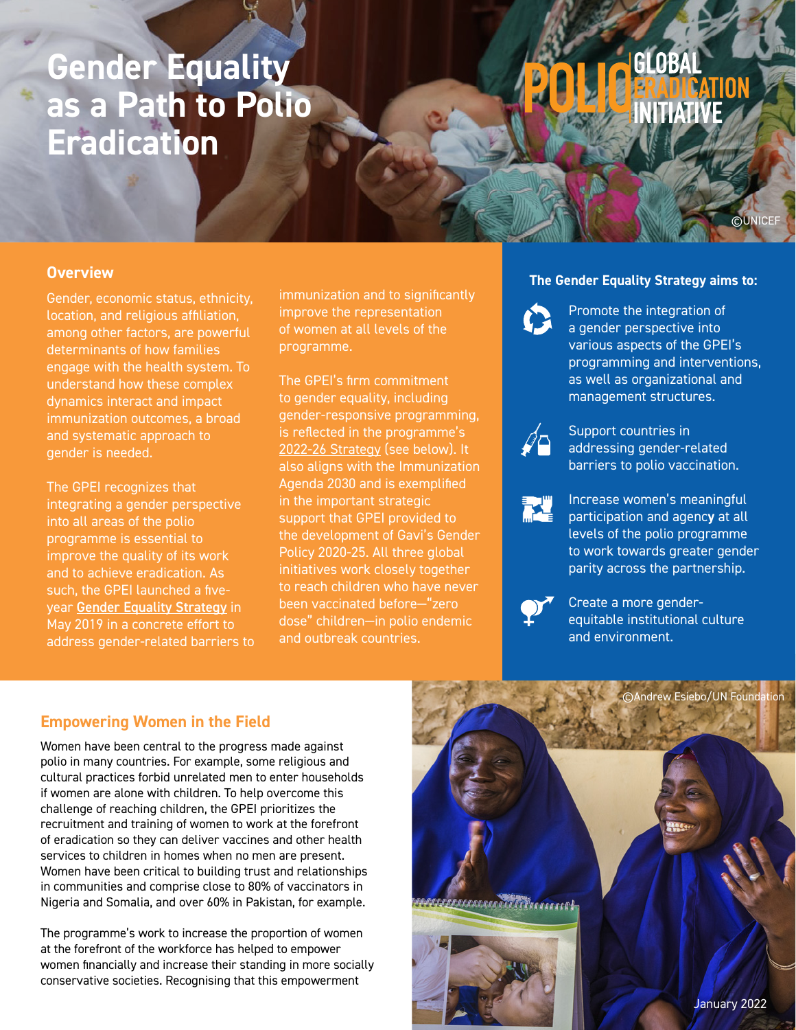# Gender Equality as a Path to Polio Eradication

POLIO GLOBAL ERADICATION INITIATIVE

©UNICEF

## Overview

Gender, economic status, ethnicity, location, and religious affiliation, among other factors, are powerful determinants of how families engage with the health system. To understand how these complex dynamics interact and impact immunization outcomes, a broad and systematic approach to gender is needed.

The GPEI recognizes that integrating a gender perspective into all areas of the polio programme is essential to improve the quality of its work and to achieve eradication. As such, the GPEI launched a five-year **Gender Equality Strategy** in May 2019 in a concrete effort to address gender-related barriers to immunization and to significantly improve the representation of women at all levels of the programme.

The GPEI's firm commitment to gender equality, including gender-responsive programming, is reflected in the programme's 2022-26 Strategy (see below). It also aligns with the Immunization Agenda 2030 and is exemplified in the important strategic support that GPEI provided to the development of Gavi's Gender Policy 2020-25. All three global initiatives work closely together to reach children who have never been vaccinated before—"zero dose" children—in polio endemic and outbreak countries.

**The Gender Equality Strategy aims to:**

- Promote the integration of a gender perspective into various aspects of the GPEI's programming and interventions, as well as organizational and management structures.
- Support countries in addressing gender-related barriers to polio vaccination.
- Increase women's meaningful participation and agency at all levels of the polio programme to work towards greater gender parity across the partnership.
- Create a more gender-equitable institutional culture and environment.

## Empowering Women in the Field

Women have been central to the progress made against polio in many countries. For example, some religious and cultural practices forbid unrelated men to enter households if women are alone with children. To help overcome this challenge of reaching children, the GPEI prioritizes the recruitment and training of women to work at the forefront of eradication so they can deliver vaccines and other health services to children in homes when no men are present. Women have been critical to building trust and relationships in communities and comprise close to 80% of vaccinators in Nigeria and Somalia, and over 60% in Pakistan, for example.

The programme's work to increase the proportion of women at the forefront of the workforce has helped to empower women financially and increase their standing in more socially conservative societies. Recognising that this empowerment

©Andrew Esiebo/UN Foundation

January 2022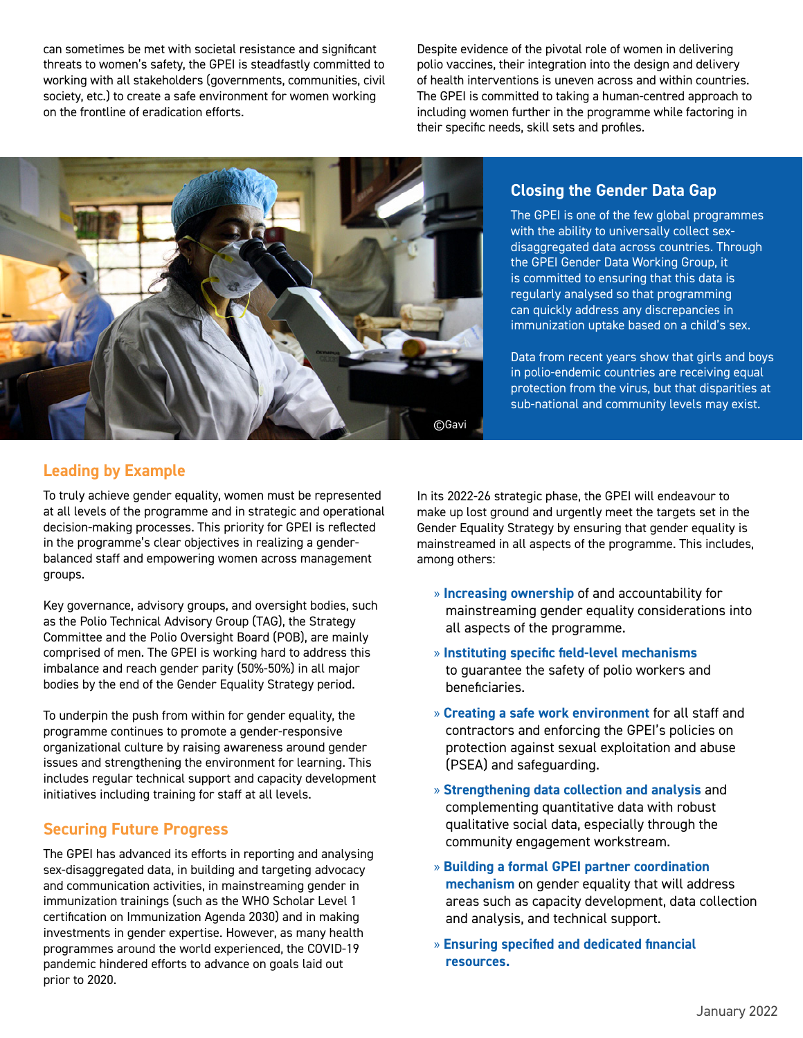can sometimes be met with societal resistance and significant threats to women's safety, the GPEI is steadfastly committed to working with all stakeholders (governments, communities, civil society, etc.) to create a safe environment for women working on the frontline of eradication efforts.

Despite evidence of the pivotal role of women in delivering polio vaccines, their integration into the design and delivery of health interventions is uneven across and within countries. The GPEI is committed to taking a human-centred approach to including women further in the programme while factoring in their specific needs, skill sets and profiles.

©Gavi

## Closing the Gender Data Gap

The GPEI is one of the few global programmes with the ability to universally collect sex-disaggregated data across countries. Through the GPEI Gender Data Working Group, it is committed to ensuring that this data is regularly analysed so that programming can quickly address any discrepancies in immunization uptake based on a child's sex.

Data from recent years show that girls and boys in polio-endemic countries are receiving equal protection from the virus, but that disparities at sub-national and community levels may exist.

## Leading by Example

To truly achieve gender equality, women must be represented at all levels of the programme and in strategic and operational decision-making processes. This priority for GPEI is reflected in the programme's clear objectives in realizing a gender-balanced staff and empowering women across management groups.

Key governance, advisory groups, and oversight bodies, such as the Polio Technical Advisory Group (TAG), the Strategy Committee and the Polio Oversight Board (POB), are mainly comprised of men. The GPEI is working hard to address this imbalance and reach gender parity (50%-50%) in all major bodies by the end of the Gender Equality Strategy period.

To underpin the push from within for gender equality, the programme continues to promote a gender-responsive organizational culture by raising awareness around gender issues and strengthening the environment for learning. This includes regular technical support and capacity development initiatives including training for staff at all levels.

## Securing Future Progress

The GPEI has advanced its efforts in reporting and analysing sex-disaggregated data, in building and targeting advocacy and communication activities, in mainstreaming gender in immunization trainings (such as the WHO Scholar Level 1 certification on Immunization Agenda 2030) and in making investments in gender expertise. However, as many health programmes around the world experienced, the COVID-19 pandemic hindered efforts to advance on goals laid out prior to 2020.

In its 2022-26 strategic phase, the GPEI will endeavour to make up lost ground and urgently meet the targets set in the Gender Equality Strategy by ensuring that gender equality is mainstreamed in all aspects of the programme. This includes, among others:

- **Increasing ownership** of and accountability for mainstreaming gender equality considerations into all aspects of the programme.
- **Instituting specific field-level mechanisms** to guarantee the safety of polio workers and beneficiaries.
- **Creating a safe work environment** for all staff and contractors and enforcing the GPEI's policies on protection against sexual exploitation and abuse (PSEA) and safeguarding.
- **Strengthening data collection and analysis** and complementing quantitative data with robust qualitative social data, especially through the community engagement workstream.
- **Building a formal GPEI partner coordination mechanism** on gender equality that will address areas such as capacity development, data collection and analysis, and technical support.
- **Ensuring specified and dedicated financial resources.**

January 2022